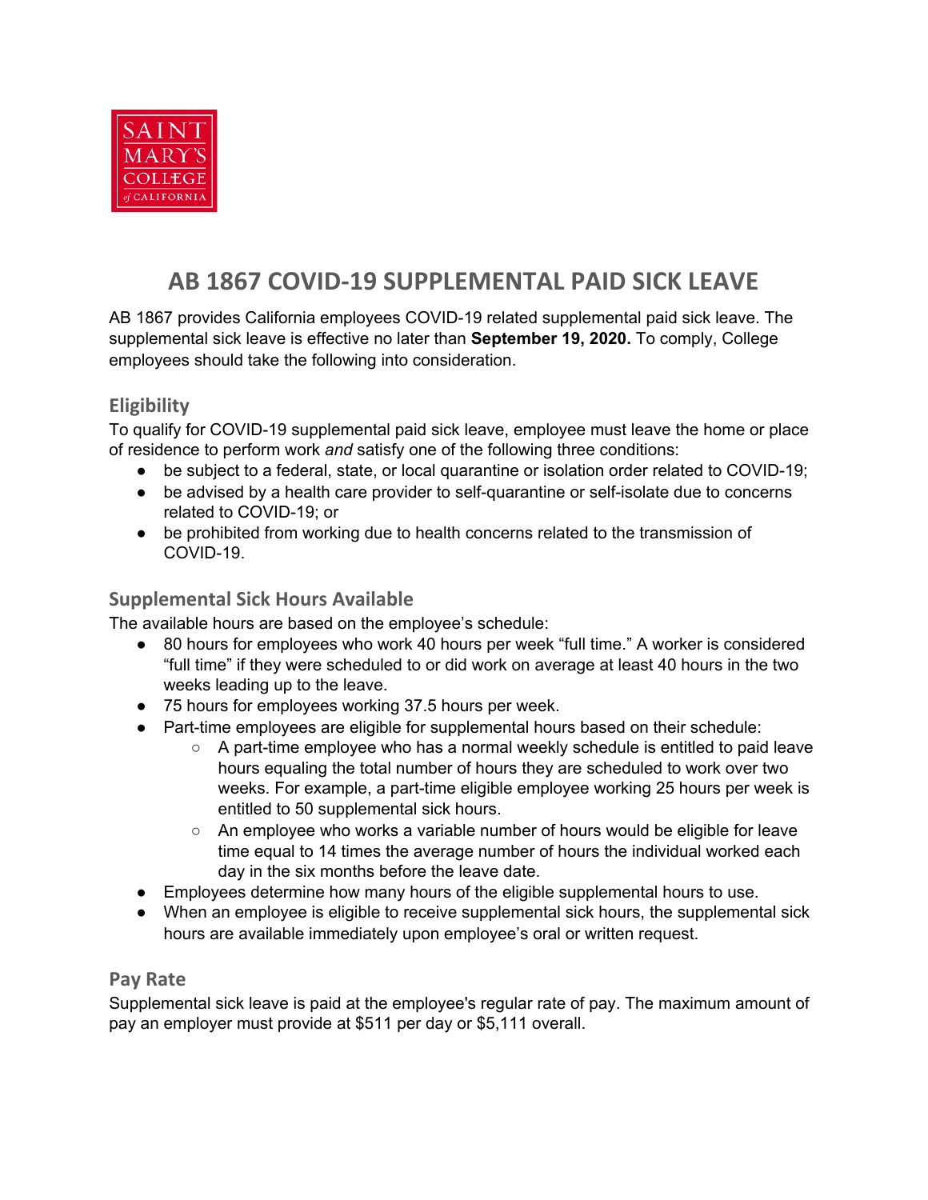SAINT MARY'S COLLEGE of CALIFORNIA

# AB 1867 COVID-19 SUPPLEMENTAL PAID SICK LEAVE

AB 1867 provides California employees COVID-19 related supplemental paid sick leave. The supplemental sick leave is effective no later than **September 19, 2020.** To comply, College employees should take the following into consideration.

## Eligibility

To qualify for COVID-19 supplemental paid sick leave, employee must leave the home or place of residence to perform work *and* satisfy one of the following three conditions:

- be subject to a federal, state, or local quarantine or isolation order related to COVID-19;
- be advised by a health care provider to self-quarantine or self-isolate due to concerns related to COVID-19; or
- be prohibited from working due to health concerns related to the transmission of COVID-19.

## Supplemental Sick Hours Available

The available hours are based on the employee's schedule:

- 80 hours for employees who work 40 hours per week "full time." A worker is considered "full time" if they were scheduled to or did work on average at least 40 hours in the two weeks leading up to the leave.
- 75 hours for employees working 37.5 hours per week.
- Part-time employees are eligible for supplemental hours based on their schedule:
  - A part-time employee who has a normal weekly schedule is entitled to paid leave hours equaling the total number of hours they are scheduled to work over two weeks. For example, a part-time eligible employee working 25 hours per week is entitled to 50 supplemental sick hours.
  - An employee who works a variable number of hours would be eligible for leave time equal to 14 times the average number of hours the individual worked each day in the six months before the leave date.
- Employees determine how many hours of the eligible supplemental hours to use.
- When an employee is eligible to receive supplemental sick hours, the supplemental sick hours are available immediately upon employee's oral or written request.

## Pay Rate

Supplemental sick leave is paid at the employee's regular rate of pay. The maximum amount of pay an employer must provide at $511 per day or $5,111 overall.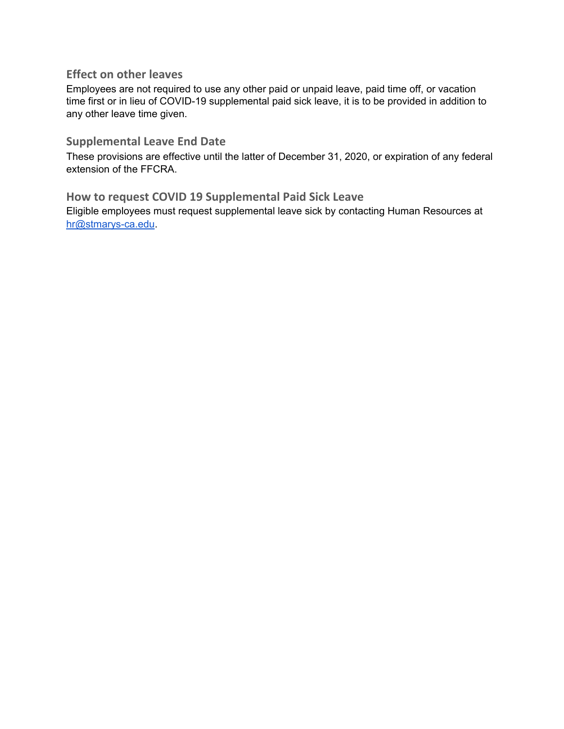## Effect on other leaves

Employees are not required to use any other paid or unpaid leave, paid time off, or vacation time first or in lieu of COVID-19 supplemental paid sick leave, it is to be provided in addition to any other leave time given.

## Supplemental Leave End Date

These provisions are effective until the latter of December 31, 2020, or expiration of any federal extension of the FFCRA.

## How to request COVID 19 Supplemental Paid Sick Leave

Eligible employees must request supplemental leave sick by contacting Human Resources at hr@stmarys-ca.edu.